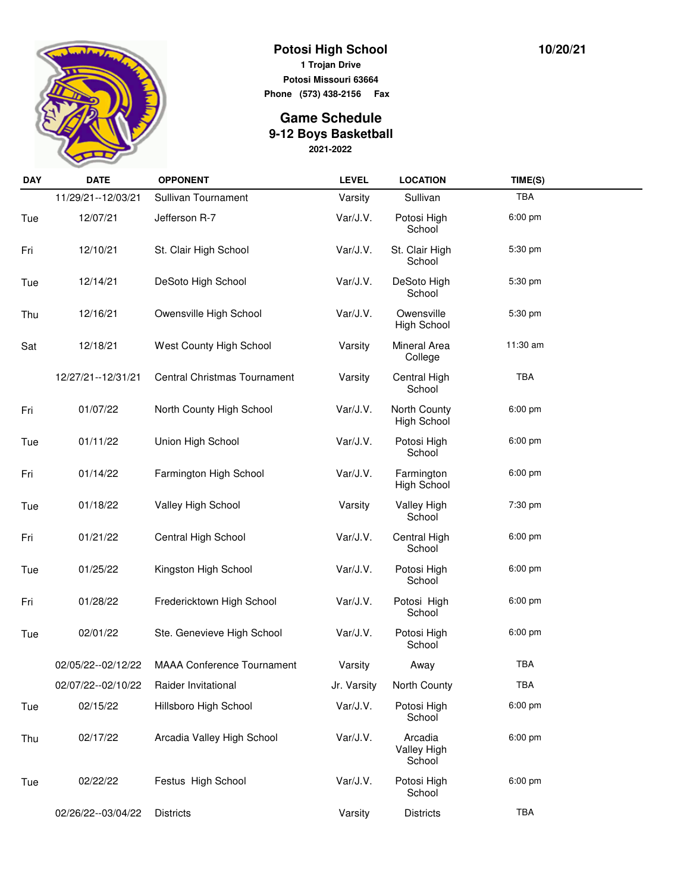# Potosi High School

**1 Trojan Drive**
**Potosi Missouri 63664**
**Phone (573) 438-2156 Fax**

**10/20/21**

## Game Schedule
## 9-12 Boys Basketball
**2021-2022**

| DAY | DATE | OPPONENT | LEVEL | LOCATION | TIME(S) |
|---|---|---|---|---|---|
| | 11/29/21--12/03/21 | Sullivan Tournament | Varsity | Sullivan | TBA |
| Tue | 12/07/21 | Jefferson R-7 | Var/J.V. | Potosi High School | 6:00 pm |
| Fri | 12/10/21 | St. Clair High School | Var/J.V. | St. Clair High School | 5:30 pm |
| Tue | 12/14/21 | DeSoto High School | Var/J.V. | DeSoto High School | 5:30 pm |
| Thu | 12/16/21 | Owensville High School | Var/J.V. | Owensville High School | 5:30 pm |
| Sat | 12/18/21 | West County High School | Varsity | Mineral Area College | 11:30 am |
| | 12/27/21--12/31/21 | Central Christmas Tournament | Varsity | Central High School | TBA |
| Fri | 01/07/22 | North County High School | Var/J.V. | North County High School | 6:00 pm |
| Tue | 01/11/22 | Union High School | Var/J.V. | Potosi High School | 6:00 pm |
| Fri | 01/14/22 | Farmington High School | Var/J.V. | Farmington High School | 6:00 pm |
| Tue | 01/18/22 | Valley High School | Varsity | Valley High School | 7:30 pm |
| Fri | 01/21/22 | Central High School | Var/J.V. | Central High School | 6:00 pm |
| Tue | 01/25/22 | Kingston High School | Var/J.V. | Potosi High School | 6:00 pm |
| Fri | 01/28/22 | Fredericktown High School | Var/J.V. | Potosi High School | 6:00 pm |
| Tue | 02/01/22 | Ste. Genevieve High School | Var/J.V. | Potosi High School | 6:00 pm |
| | 02/05/22--02/12/22 | MAAA Conference Tournament | Varsity | Away | TBA |
| | 02/07/22--02/10/22 | Raider Invitational | Jr. Varsity | North County | TBA |
| Tue | 02/15/22 | Hillsboro High School | Var/J.V. | Potosi High School | 6:00 pm |
| Thu | 02/17/22 | Arcadia Valley High School | Var/J.V. | Arcadia Valley High School | 6:00 pm |
| Tue | 02/22/22 | Festus High School | Var/J.V. | Potosi High School | 6:00 pm |
| | 02/26/22--03/04/22 | Districts | Varsity | Districts | TBA |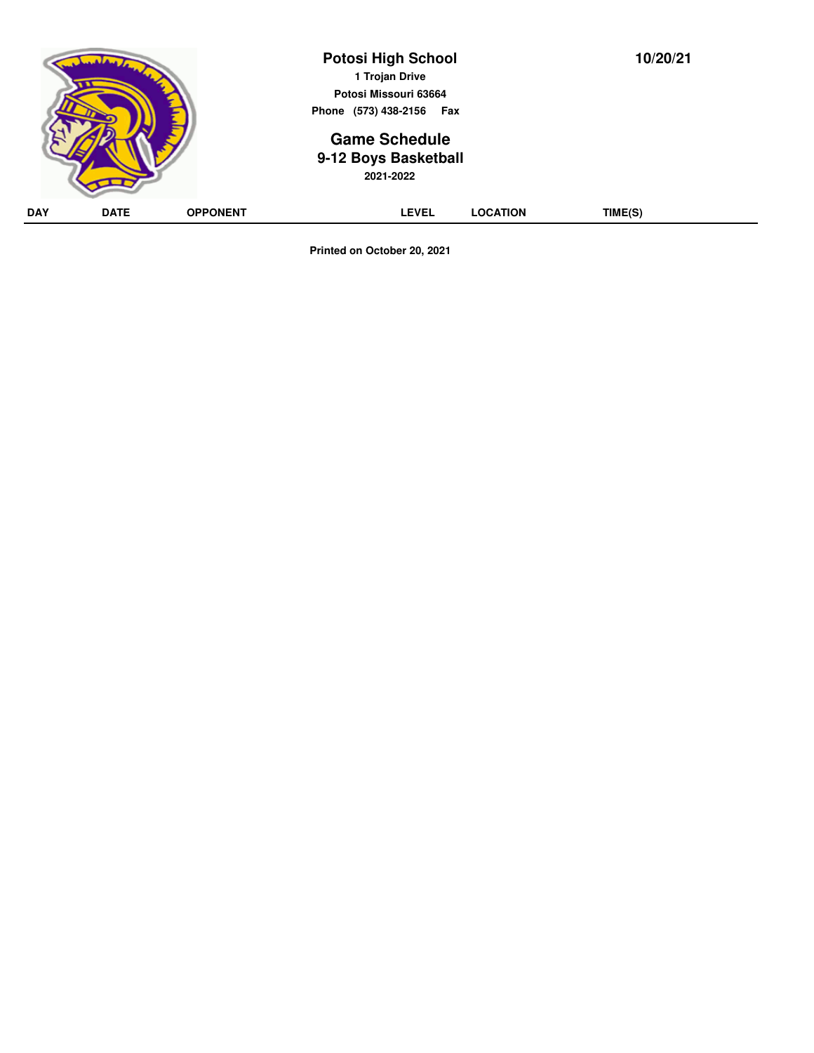# Potosi High School

1 Trojan Drive
Potosi Missouri 63664
Phone (573) 438-2156 Fax

10/20/21

## Game Schedule

### 9-12 Boys Basketball

2021-2022

| DAY | DATE | OPPONENT | LEVEL | LOCATION | TIME(S) |
|---|---|---|---|---|---|

Printed on October 20, 2021